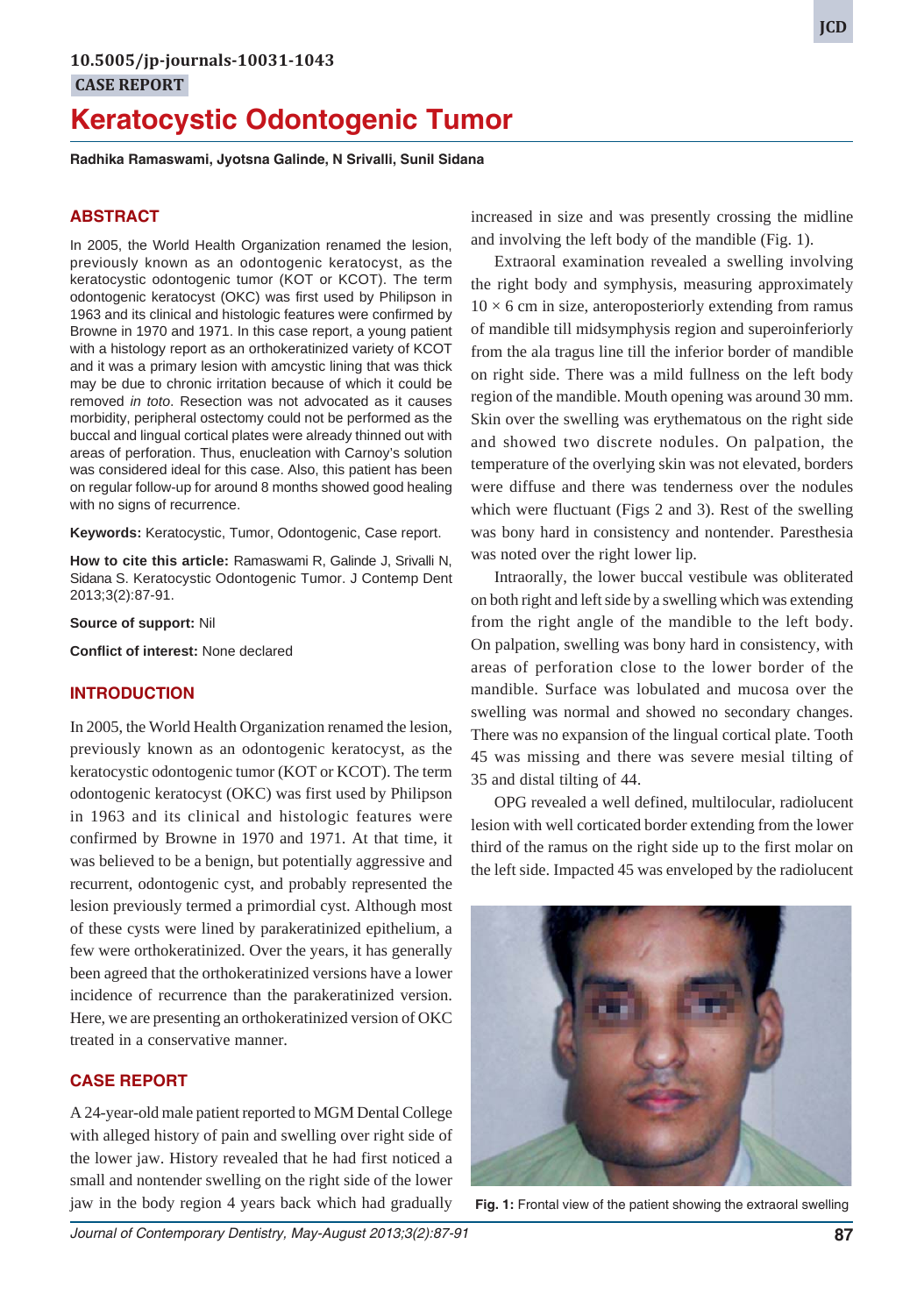10.5005/jp-journals-10031-1043

CASE REPORT

# Keratocystic Odontogenic Tumor

**Radhika Ramaswami, Jyotsna Galinde, N Srivalli, Sunil Sidana**

## ABSTRACT

In 2005, the World Health Organization renamed the lesion, previously known as an odontogenic keratocyst, as the keratocystic odontogenic tumor (KOT or KCOT). The term odontogenic keratocyst (OKC) was first used by Philipson in 1963 and its clinical and histologic features were confirmed by Browne in 1970 and 1971. In this case report, a young patient with a histology report as an orthokeratinized variety of KCOT and it was a primary lesion with amcystic lining that was thick may be due to chronic irritation because of which it could be removed *in toto*. Resection was not advocated as it causes morbidity, peripheral ostectomy could not be performed as the buccal and lingual cortical plates were already thinned out with areas of perforation. Thus, enucleation with Carnoy's solution was considered ideal for this case. Also, this patient has been on regular follow-up for around 8 months showed good healing with no signs of recurrence.

**Keywords:** Keratocystic, Tumor, Odontogenic, Case report.

**How to cite this article:** Ramaswami R, Galinde J, Srivalli N, Sidana S. Keratocystic Odontogenic Tumor. J Contemp Dent 2013;3(2):87-91.

**Source of support:** Nil

**Conflict of interest:** None declared

## INTRODUCTION

In 2005, the World Health Organization renamed the lesion, previously known as an odontogenic keratocyst, as the keratocystic odontogenic tumor (KOT or KCOT). The term odontogenic keratocyst (OKC) was first used by Philipson in 1963 and its clinical and histologic features were confirmed by Browne in 1970 and 1971. At that time, it was believed to be a benign, but potentially aggressive and recurrent, odontogenic cyst, and probably represented the lesion previously termed a primordial cyst. Although most of these cysts were lined by parakeratinized epithelium, a few were orthokeratinized. Over the years, it has generally been agreed that the orthokeratinized versions have a lower incidence of recurrence than the parakeratinized version. Here, we are presenting an orthokeratinized version of OKC treated in a conservative manner.

## CASE REPORT

A 24-year-old male patient reported to MGM Dental College with alleged history of pain and swelling over right side of the lower jaw. History revealed that he had first noticed a small and nontender swelling on the right side of the lower jaw in the body region 4 years back which had gradually increased in size and was presently crossing the midline and involving the left body of the mandible (Fig. 1).

Extraoral examination revealed a swelling involving the right body and symphysis, measuring approximately 10 × 6 cm in size, anteroposteriorly extending from ramus of mandible till midsymphysis region and superoinferiorly from the ala tragus line till the inferior border of mandible on right side. There was a mild fullness on the left body region of the mandible. Mouth opening was around 30 mm. Skin over the swelling was erythematous on the right side and showed two discrete nodules. On palpation, the temperature of the overlying skin was not elevated, borders were diffuse and there was tenderness over the nodules which were fluctuant (Figs 2 and 3). Rest of the swelling was bony hard in consistency and nontender. Paresthesia was noted over the right lower lip.

Intraorally, the lower buccal vestibule was obliterated on both right and left side by a swelling which was extending from the right angle of the mandible to the left body. On palpation, swelling was bony hard in consistency, with areas of perforation close to the lower border of the mandible. Surface was lobulated and mucosa over the swelling was normal and showed no secondary changes. There was no expansion of the lingual cortical plate. Tooth 45 was missing and there was severe mesial tilting of 35 and distal tilting of 44.

OPG revealed a well defined, multilocular, radiolucent lesion with well corticated border extending from the lower third of the ramus on the right side up to the first molar on the left side. Impacted 45 was enveloped by the radiolucent

**Fig. 1:** Frontal view of the patient showing the extraoral swelling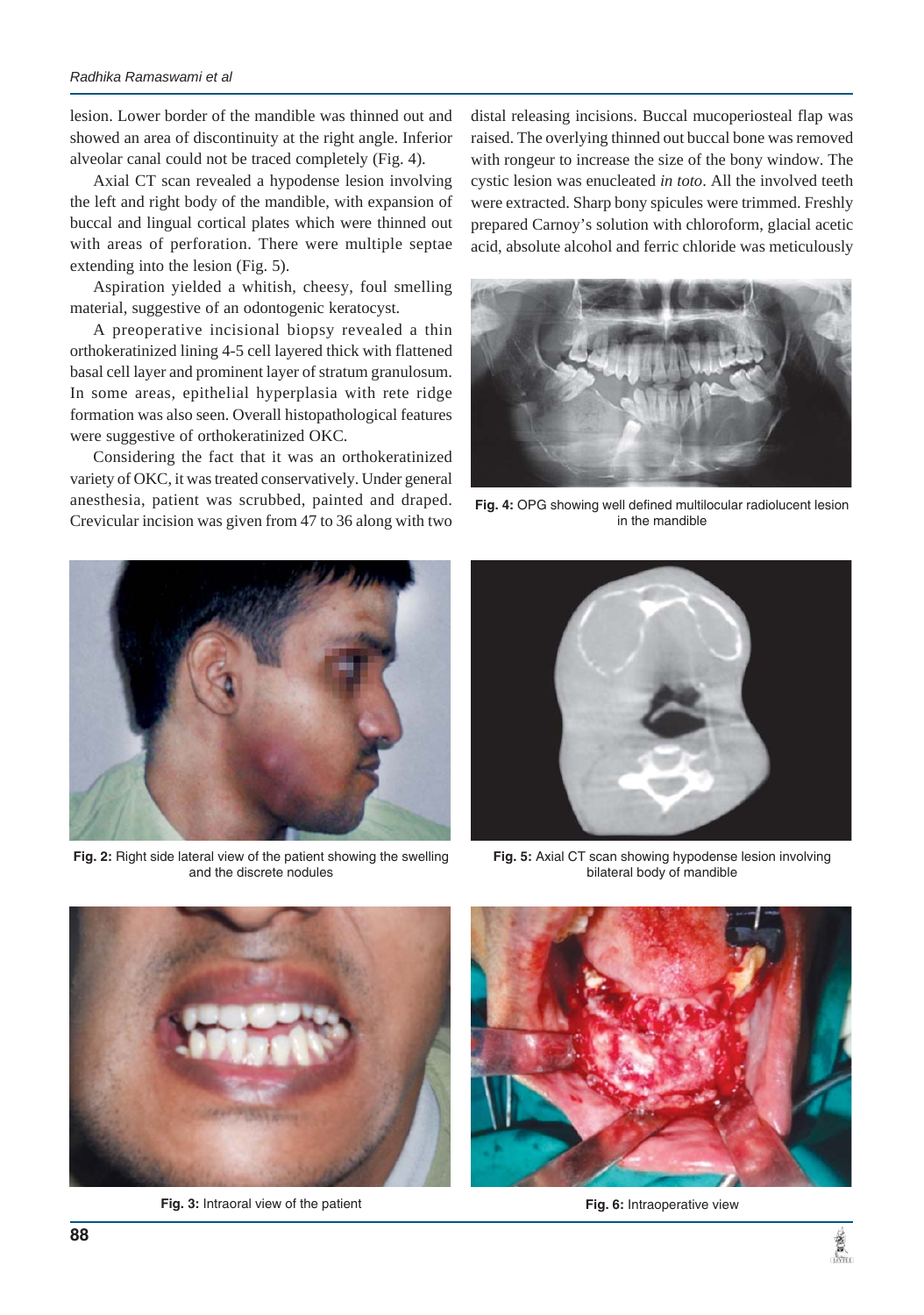lesion. Lower border of the mandible was thinned out and showed an area of discontinuity at the right angle. Inferior alveolar canal could not be traced completely (Fig. 4).

Axial CT scan revealed a hypodense lesion involving the left and right body of the mandible, with expansion of buccal and lingual cortical plates which were thinned out with areas of perforation. There were multiple septae extending into the lesion (Fig. 5).

Aspiration yielded a whitish, cheesy, foul smelling material, suggestive of an odontogenic keratocyst.

A preoperative incisional biopsy revealed a thin orthokeratinized lining 4-5 cell layered thick with flattened basal cell layer and prominent layer of stratum granulosum. In some areas, epithelial hyperplasia with rete ridge formation was also seen. Overall histopathological features were suggestive of orthokeratinized OKC.

Considering the fact that it was an orthokeratinized variety of OKC, it was treated conservatively. Under general anesthesia, patient was scrubbed, painted and draped. Crevicular incision was given from 47 to 36 along with two distal releasing incisions. Buccal mucoperiosteal flap was raised. The overlying thinned out buccal bone was removed with rongeur to increase the size of the bony window. The cystic lesion was enucleated *in toto*. All the involved teeth were extracted. Sharp bony spicules were trimmed. Freshly prepared Carnoy's solution with chloroform, glacial acetic acid, absolute alcohol and ferric chloride was meticulously

**Fig. 4:** OPG showing well defined multilocular radiolucent lesion in the mandible

**Fig. 2:** Right side lateral view of the patient showing the swelling and the discrete nodules

**Fig. 5:** Axial CT scan showing hypodense lesion involving bilateral body of mandible

**Fig. 3:** Intraoral view of the patient

**Fig. 6:** Intraoperative view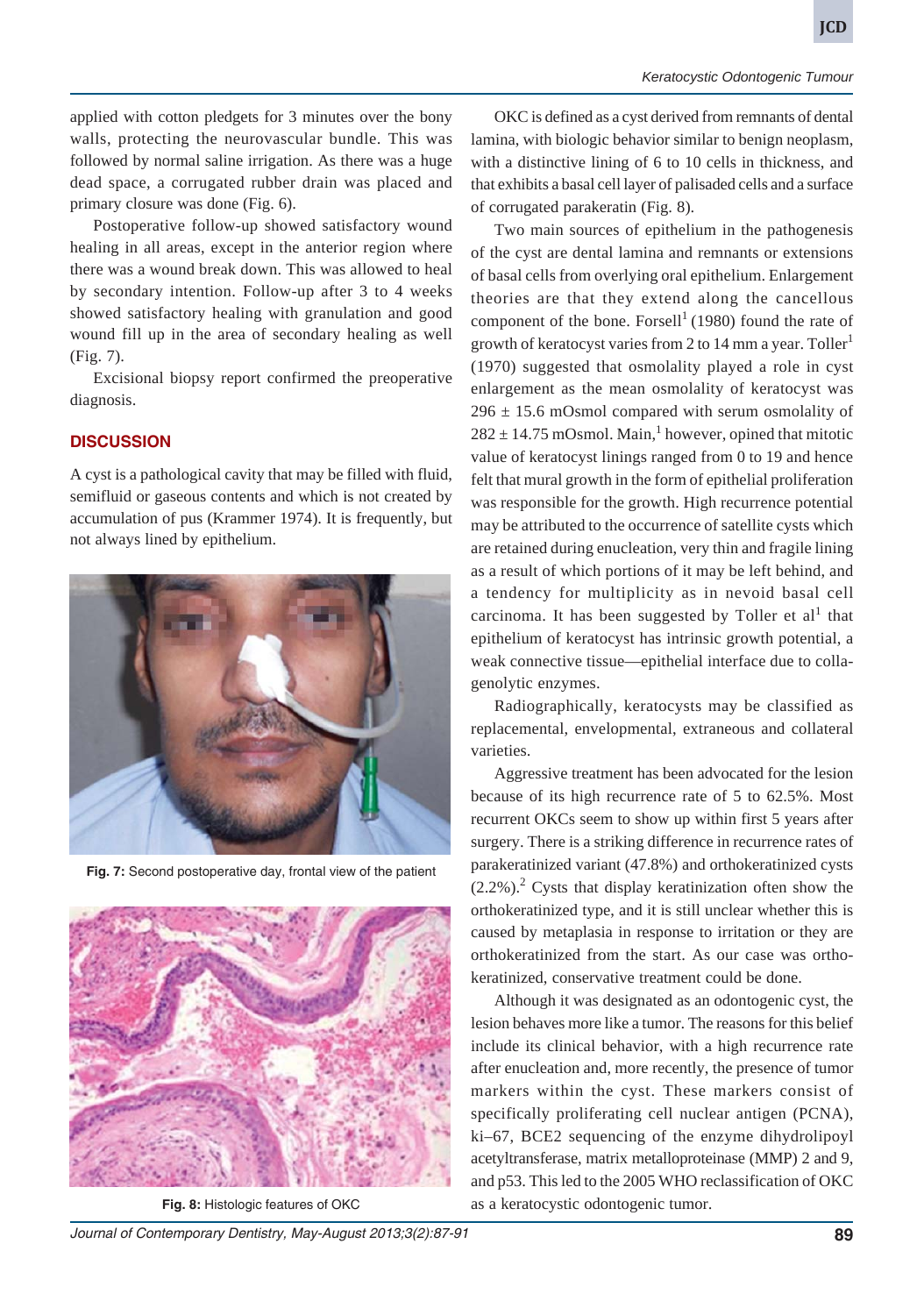applied with cotton pledgets for 3 minutes over the bony walls, protecting the neurovascular bundle. This was followed by normal saline irrigation. As there was a huge dead space, a corrugated rubber drain was placed and primary closure was done (Fig. 6).

Postoperative follow-up showed satisfactory wound healing in all areas, except in the anterior region where there was a wound break down. This was allowed to heal by secondary intention. Follow-up after 3 to 4 weeks showed satisfactory healing with granulation and good wound fill up in the area of secondary healing as well (Fig. 7).

Excisional biopsy report confirmed the preoperative diagnosis.

## DISCUSSION

A cyst is a pathological cavity that may be filled with fluid, semifluid or gaseous contents and which is not created by accumulation of pus (Krammer 1974). It is frequently, but not always lined by epithelium.

**Fig. 7:** Second postoperative day, frontal view of the patient

**Fig. 8:** Histologic features of OKC

OKC is defined as a cyst derived from remnants of dental lamina, with biologic behavior similar to benign neoplasm, with a distinctive lining of 6 to 10 cells in thickness, and that exhibits a basal cell layer of palisaded cells and a surface of corrugated parakeratin (Fig. 8).

Two main sources of epithelium in the pathogenesis of the cyst are dental lamina and remnants or extensions of basal cells from overlying oral epithelium. Enlargement theories are that they extend along the cancellous component of the bone. Forsell[1] (1980) found the rate of growth of keratocyst varies from 2 to 14 mm a year. Toller[1] (1970) suggested that osmolality played a role in cyst enlargement as the mean osmolality of keratocyst was 296 ± 15.6 mOsmol compared with serum osmolality of 282 ± 14.75 mOsmol. Main,[1] however, opined that mitotic value of keratocyst linings ranged from 0 to 19 and hence felt that mural growth in the form of epithelial proliferation was responsible for the growth. High recurrence potential may be attributed to the occurrence of satellite cysts which are retained during enucleation, very thin and fragile lining as a result of which portions of it may be left behind, and a tendency for multiplicity as in nevoid basal cell carcinoma. It has been suggested by Toller et al[1] that epithelium of keratocyst has intrinsic growth potential, a weak connective tissue—epithelial interface due to collagenolytic enzymes.

Radiographically, keratocysts may be classified as replacemental, envelopmental, extraneous and collateral varieties.

Aggressive treatment has been advocated for the lesion because of its high recurrence rate of 5 to 62.5%. Most recurrent OKCs seem to show up within first 5 years after surgery. There is a striking difference in recurrence rates of parakeratinized variant (47.8%) and orthokeratinized cysts (2.2%).[2] Cysts that display keratinization often show the orthokeratinized type, and it is still unclear whether this is caused by metaplasia in response to irritation or they are orthokeratinized from the start. As our case was orthokeratinized, conservative treatment could be done.

Although it was designated as an odontogenic cyst, the lesion behaves more like a tumor. The reasons for this belief include its clinical behavior, with a high recurrence rate after enucleation and, more recently, the presence of tumor markers within the cyst. These markers consist of specifically proliferating cell nuclear antigen (PCNA), ki–67, BCE2 sequencing of the enzyme dihydrolipoyl acetyltransferase, matrix metalloproteinase (MMP) 2 and 9, and p53. This led to the 2005 WHO reclassification of OKC as a keratocystic odontogenic tumor.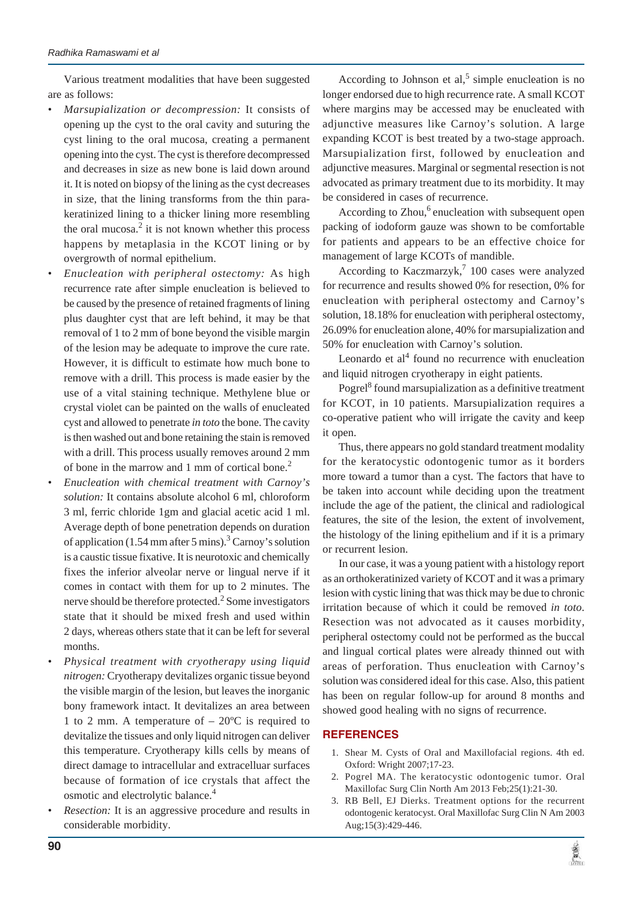Various treatment modalities that have been suggested are as follows:

- *Marsupialization or decompression:* It consists of opening up the cyst to the oral cavity and suturing the cyst lining to the oral mucosa, creating a permanent opening into the cyst. The cyst is therefore decompressed and decreases in size as new bone is laid down around it. It is noted on biopsy of the lining as the cyst decreases in size, that the lining transforms from the thin para-keratinized lining to a thicker lining more resembling the oral mucosa.[2] it is not known whether this process happens by metaplasia in the KCOT lining or by overgrowth of normal epithelium.
- *Enucleation with peripheral ostectomy:* As high recurrence rate after simple enucleation is believed to be caused by the presence of retained fragments of lining plus daughter cyst that are left behind, it may be that removal of 1 to 2 mm of bone beyond the visible margin of the lesion may be adequate to improve the cure rate. However, it is difficult to estimate how much bone to remove with a drill. This process is made easier by the use of a vital staining technique. Methylene blue or crystal violet can be painted on the walls of enucleated cyst and allowed to penetrate *in toto* the bone. The cavity is then washed out and bone retaining the stain is removed with a drill. This process usually removes around 2 mm of bone in the marrow and 1 mm of cortical bone.[2]
- *Enucleation with chemical treatment with Carnoy's solution:* It contains absolute alcohol 6 ml, chloroform 3 ml, ferric chloride 1gm and glacial acetic acid 1 ml. Average depth of bone penetration depends on duration of application (1.54 mm after 5 mins).[3] Carnoy's solution is a caustic tissue fixative. It is neurotoxic and chemically fixes the inferior alveolar nerve or lingual nerve if it comes in contact with them for up to 2 minutes. The nerve should be therefore protected.[2] Some investigators state that it should be mixed fresh and used within 2 days, whereas others state that it can be left for several months.
- *Physical treatment with cryotherapy using liquid nitrogen:* Cryotherapy devitalizes organic tissue beyond the visible margin of the lesion, but leaves the inorganic bony framework intact. It devitalizes an area between 1 to 2 mm. A temperature of – 20ºC is required to devitalize the tissues and only liquid nitrogen can deliver this temperature. Cryotherapy kills cells by means of direct damage to intracellular and extracelluar surfaces because of formation of ice crystals that affect the osmotic and electrolytic balance.[4]
- *Resection:* It is an aggressive procedure and results in considerable morbidity.

According to Johnson et al,[5] simple enucleation is no longer endorsed due to high recurrence rate. A small KCOT where margins may be accessed may be enucleated with adjunctive measures like Carnoy's solution. A large expanding KCOT is best treated by a two-stage approach. Marsupialization first, followed by enucleation and adjunctive measures. Marginal or segmental resection is not advocated as primary treatment due to its morbidity. It may be considered in cases of recurrence.

According to Zhou,[6] enucleation with subsequent open packing of iodoform gauze was shown to be comfortable for patients and appears to be an effective choice for management of large KCOTs of mandible.

According to Kaczmarzyk,[7] 100 cases were analyzed for recurrence and results showed 0% for resection, 0% for enucleation with peripheral ostectomy and Carnoy's solution, 18.18% for enucleation with peripheral ostectomy, 26.09% for enucleation alone, 40% for marsupialization and 50% for enucleation with Carnoy's solution.

Leonardo et al[4] found no recurrence with enucleation and liquid nitrogen cryotherapy in eight patients.

Pogrel[8] found marsupialization as a definitive treatment for KCOT, in 10 patients. Marsupialization requires a co-operative patient who will irrigate the cavity and keep it open.

Thus, there appears no gold standard treatment modality for the keratocystic odontogenic tumor as it borders more toward a tumor than a cyst. The factors that have to be taken into account while deciding upon the treatment include the age of the patient, the clinical and radiological features, the site of the lesion, the extent of involvement, the histology of the lining epithelium and if it is a primary or recurrent lesion.

In our case, it was a young patient with a histology report as an orthokeratinized variety of KCOT and it was a primary lesion with cystic lining that was thick may be due to chronic irritation because of which it could be removed *in toto*. Resection was not advocated as it causes morbidity, peripheral ostectomy could not be performed as the buccal and lingual cortical plates were already thinned out with areas of perforation. Thus enucleation with Carnoy's solution was considered ideal for this case. Also, this patient has been on regular follow-up for around 8 months and showed good healing with no signs of recurrence.

## REFERENCES

1. Shear M. Cysts of Oral and Maxillofacial regions. 4th ed. Oxford: Wright 2007;17-23.
2. Pogrel MA. The keratocystic odontogenic tumor. Oral Maxillofac Surg Clin North Am 2013 Feb;25(1):21-30.
3. RB Bell, EJ Dierks. Treatment options for the recurrent odontogenic keratocyst. Oral Maxillofac Surg Clin N Am 2003 Aug;15(3):429-446.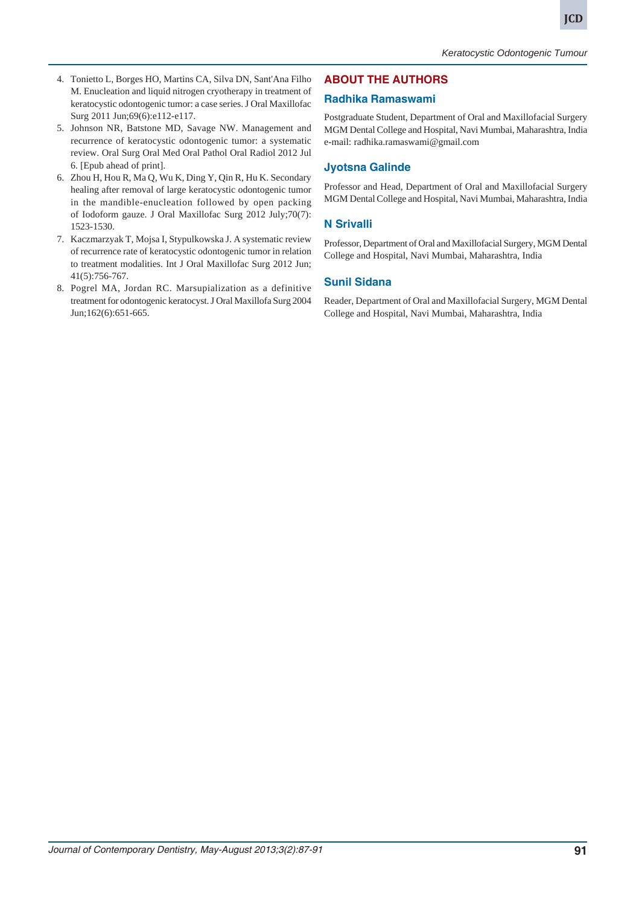4. Tonietto L, Borges HO, Martins CA, Silva DN, Sant'Ana Filho M. Enucleation and liquid nitrogen cryotherapy in treatment of keratocystic odontogenic tumor: a case series. J Oral Maxillofac Surg 2011 Jun;69(6):e112-e117.
5. Johnson NR, Batstone MD, Savage NW. Management and recurrence of keratocystic odontogenic tumor: a systematic review. Oral Surg Oral Med Oral Pathol Oral Radiol 2012 Jul 6. [Epub ahead of print].
6. Zhou H, Hou R, Ma Q, Wu K, Ding Y, Qin R, Hu K. Secondary healing after removal of large keratocystic odontogenic tumor in the mandible-enucleation followed by open packing of Iodoform gauze. J Oral Maxillofac Surg 2012 July;70(7):1523-1530.
7. Kaczmarzyak T, Mojsa I, Stypulkowska J. A systematic review of recurrence rate of keratocystic odontogenic tumor in relation to treatment modalities. Int J Oral Maxillofac Surg 2012 Jun;41(5):756-767.
8. Pogrel MA, Jordan RC. Marsupialization as a definitive treatment for odontogenic keratocyst. J Oral Maxillofa Surg 2004 Jun;162(6):651-665.

## ABOUT THE AUTHORS

### Radhika Ramaswami

Postgraduate Student, Department of Oral and Maxillofacial Surgery MGM Dental College and Hospital, Navi Mumbai, Maharashtra, India
e-mail: radhika.ramaswami@gmail.com

### Jyotsna Galinde

Professor and Head, Department of Oral and Maxillofacial Surgery MGM Dental College and Hospital, Navi Mumbai, Maharashtra, India

### N Srivalli

Professor, Department of Oral and Maxillofacial Surgery, MGM Dental College and Hospital, Navi Mumbai, Maharashtra, India

### Sunil Sidana

Reader, Department of Oral and Maxillofacial Surgery, MGM Dental College and Hospital, Navi Mumbai, Maharashtra, India